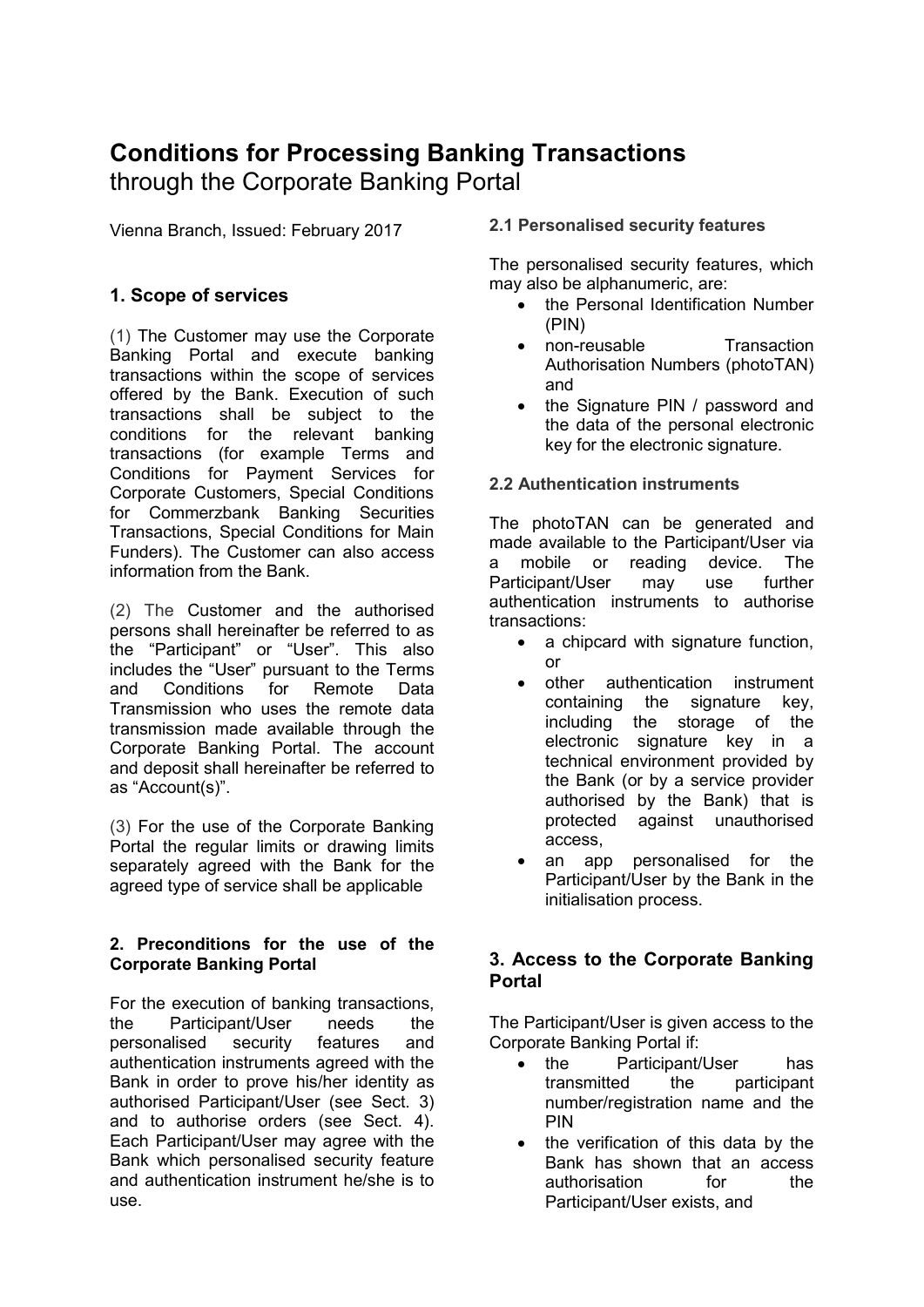# Conditions for Processing Banking Transactions

through the Corporate Banking Portal

Vienna Branch, Issued: February 2017

## 1. Scope of services

(1) The Customer may use the Corporate Banking Portal and execute banking transactions within the scope of services offered by the Bank. Execution of such transactions shall be subject to the conditions for the relevant banking transactions (for example Terms and Conditions for Payment Services for Corporate Customers, Special Conditions for Commerzbank Banking Securities Transactions, Special Conditions for Main Funders). The Customer can also access information from the Bank.

(2) The Customer and the authorised persons shall hereinafter be referred to as the "Participant" or "User". This also includes the "User" pursuant to the Terms and Conditions for Remote Data Transmission who uses the remote data transmission made available through the Corporate Banking Portal. The account and deposit shall hereinafter be referred to as "Account(s)".

(3) For the use of the Corporate Banking Portal the regular limits or drawing limits separately agreed with the Bank for the agreed type of service shall be applicable

## 2. Preconditions for the use of the Corporate Banking Portal

For the execution of banking transactions, the Participant/User needs the personalised security features and authentication instruments agreed with the Bank in order to prove his/her identity as authorised Participant/User (see Sect. 3) and to authorise orders (see Sect. 4). Each Participant/User may agree with the Bank which personalised security feature and authentication instrument he/she is to use.

### 2.1 Personalised security features

The personalised security features, which may also be alphanumeric, are:

- the Personal Identification Number (PIN)
- non-reusable Transaction Authorisation Numbers (photoTAN) and
- the Signature PIN / password and the data of the personal electronic key for the electronic signature.

### 2.2 Authentication instruments

The photoTAN can be generated and made available to the Participant/User via a mobile or reading device. The Participant/User may use further authentication instruments to authorise transactions:

- a chipcard with signature function, or
- other authentication instrument containing the signature key, including the storage of the electronic signature key in a technical environment provided by the Bank (or by a service provider authorised by the Bank) that is protected against unauthorised access,
- an app personalised for the Participant/User by the Bank in the initialisation process.

## 3. Access to the Corporate Banking Portal

The Participant/User is given access to the Corporate Banking Portal if:

- the Participant/User has transmitted the participant number/registration name and the PIN
- the verification of this data by the Bank has shown that an access authorisation for the Participant/User exists, and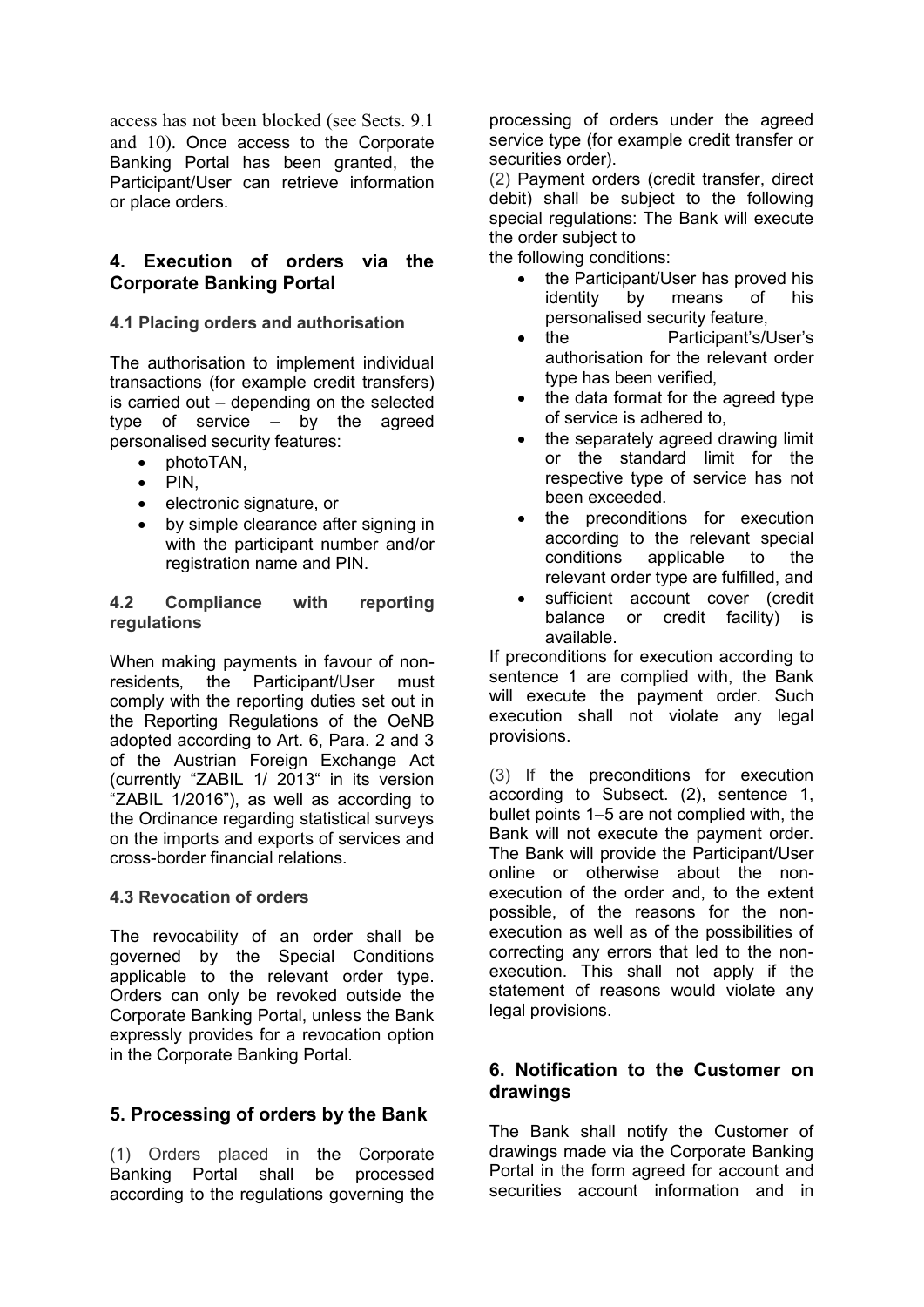access has not been blocked (see Sects. 9.1 and 10). Once access to the Corporate Banking Portal has been granted, the Participant/User can retrieve information or place orders.

## 4. Execution of orders via the Corporate Banking Portal

### 4.1 Placing orders and authorisation

The authorisation to implement individual transactions (for example credit transfers) is carried out – depending on the selected type of service – by the agreed personalised security features:

- photoTAN,
- PIN,
- electronic signature, or
- by simple clearance after signing in with the participant number and/or registration name and PIN.

### 4.2 Compliance with reporting regulations

When making payments in favour of non-residents, the Participant/User must comply with the reporting duties set out in the Reporting Regulations of the OeNB adopted according to Art. 6, Para. 2 and 3 of the Austrian Foreign Exchange Act (currently "ZABIL 1/ 2013" in its version "ZABIL 1/2016"), as well as according to the Ordinance regarding statistical surveys on the imports and exports of services and cross-border financial relations.

### 4.3 Revocation of orders

The revocability of an order shall be governed by the Special Conditions applicable to the relevant order type. Orders can only be revoked outside the Corporate Banking Portal, unless the Bank expressly provides for a revocation option in the Corporate Banking Portal.

## 5. Processing of orders by the Bank

(1) Orders placed in the Corporate Banking Portal shall be processed according to the regulations governing the processing of orders under the agreed service type (for example credit transfer or securities order).

(2) Payment orders (credit transfer, direct debit) shall be subject to the following special regulations: The Bank will execute the order subject to the following conditions:

- the Participant/User has proved his identity by means of his personalised security feature,
- the Participant's/User's authorisation for the relevant order type has been verified,
- the data format for the agreed type of service is adhered to,
- the separately agreed drawing limit or the standard limit for the respective type of service has not been exceeded.
- the preconditions for execution according to the relevant special conditions applicable to the relevant order type are fulfilled, and
- sufficient account cover (credit balance or credit facility) is available.

If preconditions for execution according to sentence 1 are complied with, the Bank will execute the payment order. Such execution shall not violate any legal provisions.

(3) If the preconditions for execution according to Subsect. (2), sentence 1, bullet points 1–5 are not complied with, the Bank will not execute the payment order. The Bank will provide the Participant/User online or otherwise about the non-execution of the order and, to the extent possible, of the reasons for the non-execution as well as of the possibilities of correcting any errors that led to the non-execution. This shall not apply if the statement of reasons would violate any legal provisions.

## 6. Notification to the Customer on drawings

The Bank shall notify the Customer of drawings made via the Corporate Banking Portal in the form agreed for account and securities account information and in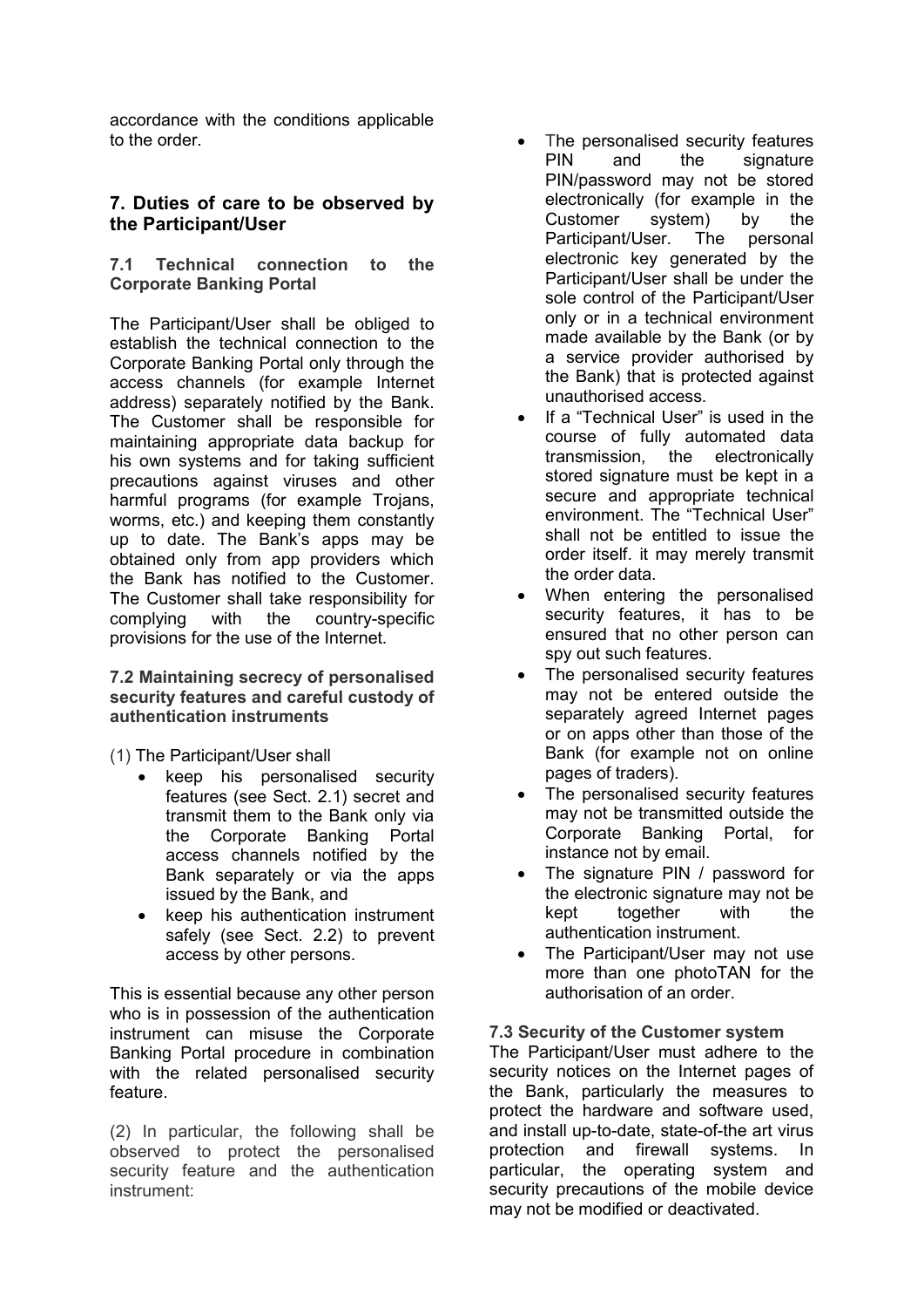accordance with the conditions applicable to the order.

## 7. Duties of care to be observed by the Participant/User

### 7.1 Technical connection to the Corporate Banking Portal

The Participant/User shall be obliged to establish the technical connection to the Corporate Banking Portal only through the access channels (for example Internet address) separately notified by the Bank. The Customer shall be responsible for maintaining appropriate data backup for his own systems and for taking sufficient precautions against viruses and other harmful programs (for example Trojans, worms, etc.) and keeping them constantly up to date. The Bank's apps may be obtained only from app providers which the Bank has notified to the Customer. The Customer shall take responsibility for complying with the country-specific provisions for the use of the Internet.

### 7.2 Maintaining secrecy of personalised security features and careful custody of authentication instruments

(1) The Participant/User shall

- keep his personalised security features (see Sect. 2.1) secret and transmit them to the Bank only via the Corporate Banking Portal access channels notified by the Bank separately or via the apps issued by the Bank, and
- keep his authentication instrument safely (see Sect. 2.2) to prevent access by other persons.

This is essential because any other person who is in possession of the authentication instrument can misuse the Corporate Banking Portal procedure in combination with the related personalised security feature.

(2) In particular, the following shall be observed to protect the personalised security feature and the authentication instrument:

- The personalised security features PIN and the signature PIN/password may not be stored electronically (for example in the Customer system) by the Participant/User. The personal electronic key generated by the Participant/User shall be under the sole control of the Participant/User only or in a technical environment made available by the Bank (or by a service provider authorised by the Bank) that is protected against unauthorised access.
- If a "Technical User" is used in the course of fully automated data transmission, the electronically stored signature must be kept in a secure and appropriate technical environment. The "Technical User" shall not be entitled to issue the order itself. it may merely transmit the order data.
- When entering the personalised security features, it has to be ensured that no other person can spy out such features.
- The personalised security features may not be entered outside the separately agreed Internet pages or on apps other than those of the Bank (for example not on online pages of traders).
- The personalised security features may not be transmitted outside the Corporate Banking Portal, for instance not by email.
- The signature PIN / password for the electronic signature may not be kept together with the authentication instrument.
- The Participant/User may not use more than one photoTAN for the authorisation of an order.

### 7.3 Security of the Customer system

The Participant/User must adhere to the security notices on the Internet pages of the Bank, particularly the measures to protect the hardware and software used, and install up-to-date, state-of-the art virus protection and firewall systems. In particular, the operating system and security precautions of the mobile device may not be modified or deactivated.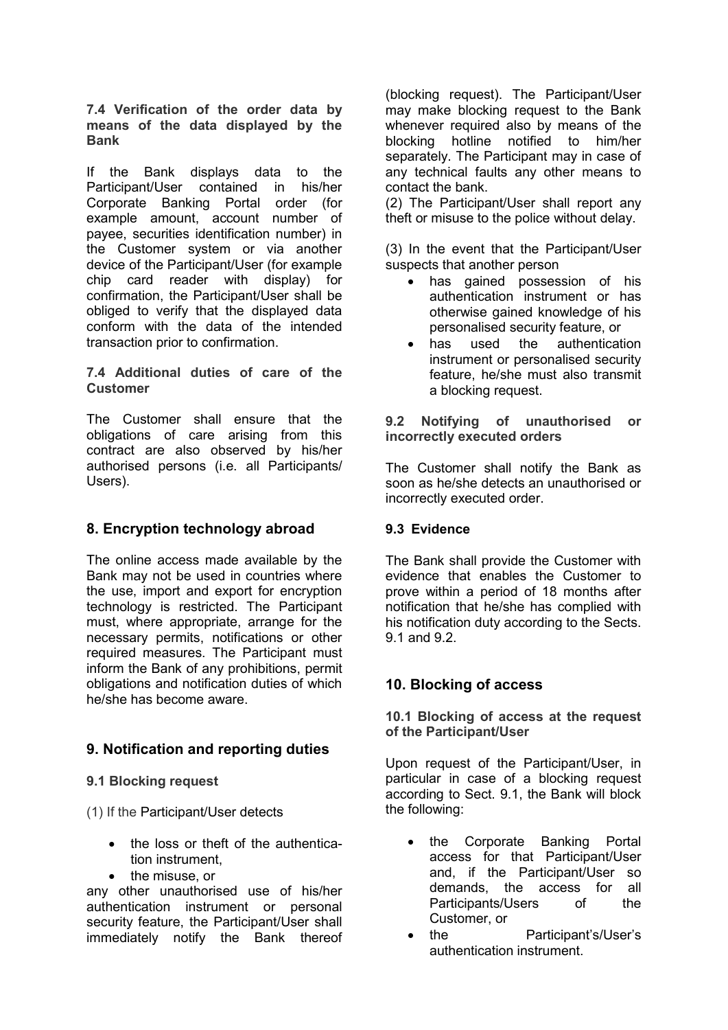### 7.4 Verification of the order data by means of the data displayed by the Bank

If the Bank displays data to the Participant/User contained in his/her Corporate Banking Portal order (for example amount, account number of payee, securities identification number) in the Customer system or via another device of the Participant/User (for example chip card reader with display) for confirmation, the Participant/User shall be obliged to verify that the displayed data conform with the data of the intended transaction prior to confirmation.

### 7.4 Additional duties of care of the Customer

The Customer shall ensure that the obligations of care arising from this contract are also observed by his/her authorised persons (i.e. all Participants/ Users).

## 8. Encryption technology abroad

The online access made available by the Bank may not be used in countries where the use, import and export for encryption technology is restricted. The Participant must, where appropriate, arrange for the necessary permits, notifications or other required measures. The Participant must inform the Bank of any prohibitions, permit obligations and notification duties of which he/she has become aware.

## 9. Notification and reporting duties

### 9.1 Blocking request

(1) If the Participant/User detects

- the loss or theft of the authentication instrument,
- the misuse, or

any other unauthorised use of his/her authentication instrument or personal security feature, the Participant/User shall immediately notify the Bank thereof (blocking request). The Participant/User may make blocking request to the Bank whenever required also by means of the blocking hotline notified to him/her separately. The Participant may in case of any technical faults any other means to contact the bank.

(2) The Participant/User shall report any theft or misuse to the police without delay.

(3) In the event that the Participant/User suspects that another person

- has gained possession of his authentication instrument or has otherwise gained knowledge of his personalised security feature, or
- has used the authentication instrument or personalised security feature, he/she must also transmit a blocking request.

### 9.2 Notifying of unauthorised or incorrectly executed orders

The Customer shall notify the Bank as soon as he/she detects an unauthorised or incorrectly executed order.

### 9.3 Evidence

The Bank shall provide the Customer with evidence that enables the Customer to prove within a period of 18 months after notification that he/she has complied with his notification duty according to the Sects. 9.1 and 9.2.

## 10. Blocking of access

### 10.1 Blocking of access at the request of the Participant/User

Upon request of the Participant/User, in particular in case of a blocking request according to Sect. 9.1, the Bank will block the following:

- the Corporate Banking Portal access for that Participant/User and, if the Participant/User so demands, the access for all Participants/Users of the Customer, or
- the Participant's/User's authentication instrument.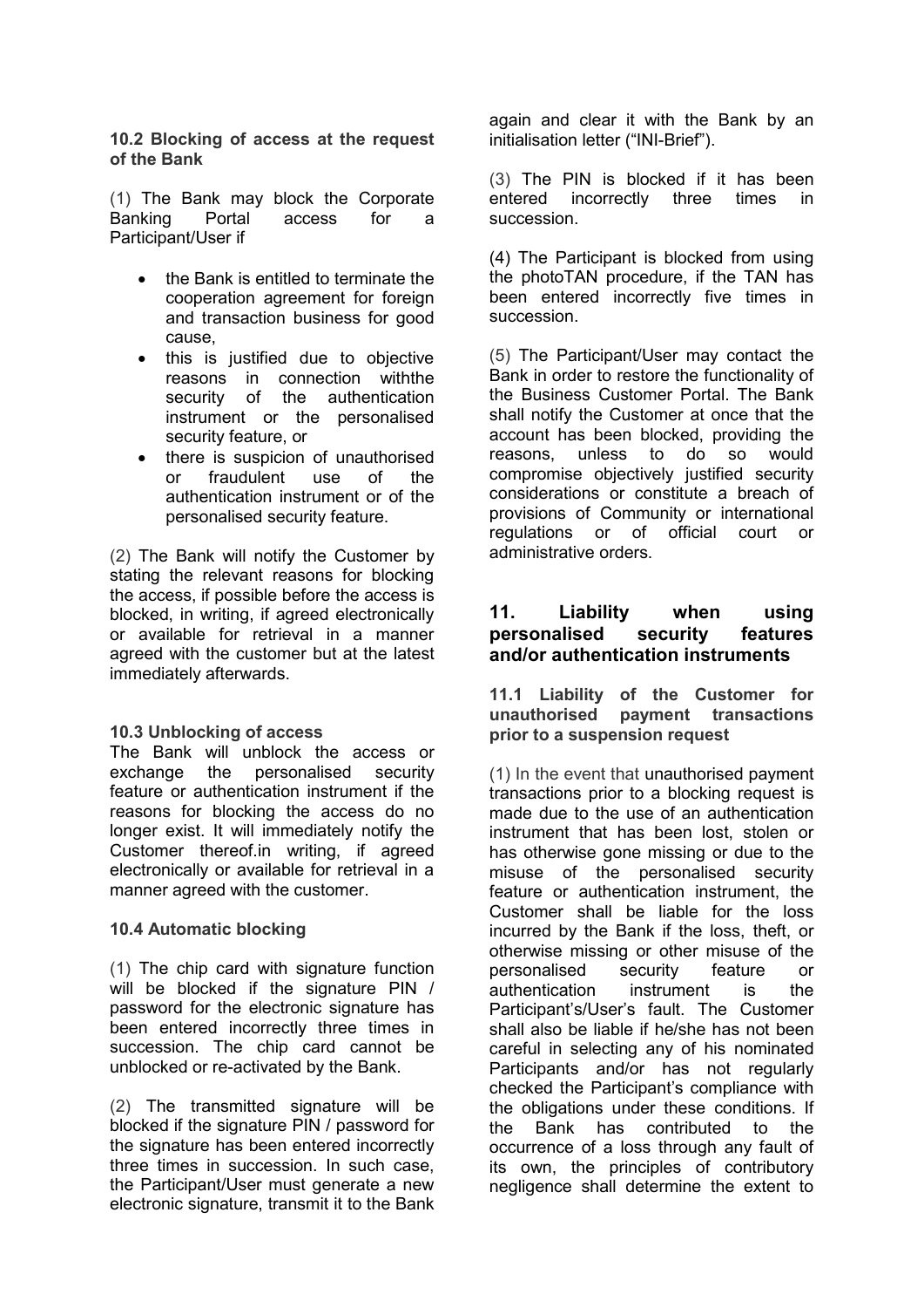**10.2 Blocking of access at the request of the Bank**

(1) The Bank may block the Corporate Banking Portal access for a Participant/User if

- the Bank is entitled to terminate the cooperation agreement for foreign and transaction business for good cause,
- this is justified due to objective reasons in connection withthe security of the authentication instrument or the personalised security feature, or
- there is suspicion of unauthorised or fraudulent use of the authentication instrument or of the personalised security feature.

(2) The Bank will notify the Customer by stating the relevant reasons for blocking the access, if possible before the access is blocked, in writing, if agreed electronically or available for retrieval in a manner agreed with the customer but at the latest immediately afterwards.

**10.3 Unblocking of access**

The Bank will unblock the access or exchange the personalised security feature or authentication instrument if the reasons for blocking the access do no longer exist. It will immediately notify the Customer thereof.in writing, if agreed electronically or available for retrieval in a manner agreed with the customer.

**10.4 Automatic blocking**

(1) The chip card with signature function will be blocked if the signature PIN / password for the electronic signature has been entered incorrectly three times in succession. The chip card cannot be unblocked or re-activated by the Bank.

(2) The transmitted signature will be blocked if the signature PIN / password for the signature has been entered incorrectly three times in succession. In such case, the Participant/User must generate a new electronic signature, transmit it to the Bank again and clear it with the Bank by an initialisation letter ("INI-Brief").

(3) The PIN is blocked if it has been entered incorrectly three times in succession.

(4) The Participant is blocked from using the photoTAN procedure, if the TAN has been entered incorrectly five times in succession.

(5) The Participant/User may contact the Bank in order to restore the functionality of the Business Customer Portal. The Bank shall notify the Customer at once that the account has been blocked, providing the reasons, unless to do so would compromise objectively justified security considerations or constitute a breach of provisions of Community or international regulations or of official court or administrative orders.

## 11. Liability when using personalised security features and/or authentication instruments

**11.1 Liability of the Customer for unauthorised payment transactions prior to a suspension request**

(1) In the event that unauthorised payment transactions prior to a blocking request is made due to the use of an authentication instrument that has been lost, stolen or has otherwise gone missing or due to the misuse of the personalised security feature or authentication instrument, the Customer shall be liable for the loss incurred by the Bank if the loss, theft, or otherwise missing or other misuse of the personalised security feature or authentication instrument is the Participant's/User's fault. The Customer shall also be liable if he/she has not been careful in selecting any of his nominated Participants and/or has not regularly checked the Participant's compliance with the obligations under these conditions. If the Bank has contributed to the occurrence of a loss through any fault of its own, the principles of contributory negligence shall determine the extent to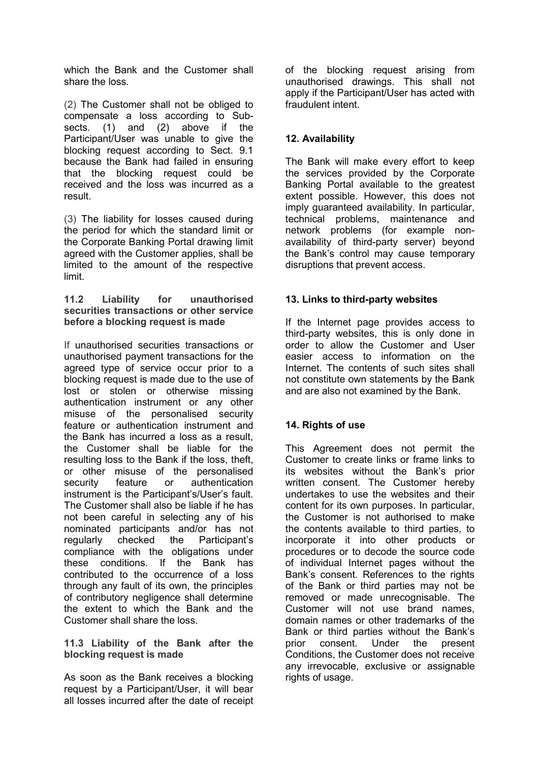which the Bank and the Customer shall share the loss.

(2) The Customer shall not be obliged to compensate a loss according to Sub-sects. (1) and (2) above if the Participant/User was unable to give the blocking request according to Sect. 9.1 because the Bank had failed in ensuring that the blocking request could be received and the loss was incurred as a result.

(3) The liability for losses caused during the period for which the standard limit or the Corporate Banking Portal drawing limit agreed with the Customer applies, shall be limited to the amount of the respective limit.

**11.2 Liability for unauthorised securities transactions or other service before a blocking request is made**

If unauthorised securities transactions or unauthorised payment transactions for the agreed type of service occur prior to a blocking request is made due to the use of lost or stolen or otherwise missing authentication instrument or any other misuse of the personalised security feature or authentication instrument and the Bank has incurred a loss as a result, the Customer shall be liable for the resulting loss to the Bank if the loss, theft, or other misuse of the personalised security feature or authentication instrument is the Participant's/User's fault. The Customer shall also be liable if he has not been careful in selecting any of his nominated participants and/or has not regularly checked the Participant's compliance with the obligations under these conditions. If the Bank has contributed to the occurrence of a loss through any fault of its own, the principles of contributory negligence shall determine the extent to which the Bank and the Customer shall share the loss.

**11.3 Liability of the Bank after the blocking request is made**

As soon as the Bank receives a blocking request by a Participant/User, it will bear all losses incurred after the date of receipt of the blocking request arising from unauthorised drawings. This shall not apply if the Participant/User has acted with fraudulent intent.

**12. Availability**

The Bank will make every effort to keep the services provided by the Corporate Banking Portal available to the greatest extent possible. However, this does not imply guaranteed availability. In particular, technical problems, maintenance and network problems (for example non-availability of third-party server) beyond the Bank's control may cause temporary disruptions that prevent access.

**13. Links to third-party websites**

If the Internet page provides access to third-party websites, this is only done in order to allow the Customer and User easier access to information on the Internet. The contents of such sites shall not constitute own statements by the Bank and are also not examined by the Bank.

**14. Rights of use**

This Agreement does not permit the Customer to create links or frame links to its websites without the Bank's prior written consent. The Customer hereby undertakes to use the websites and their content for its own purposes. In particular, the Customer is not authorised to make the contents available to third parties, to incorporate it into other products or procedures or to decode the source code of individual Internet pages without the Bank's consent. References to the rights of the Bank or third parties may not be removed or made unrecognisable. The Customer will not use brand names, domain names or other trademarks of the Bank or third parties without the Bank's prior consent. Under the present Conditions, the Customer does not receive any irrevocable, exclusive or assignable rights of usage.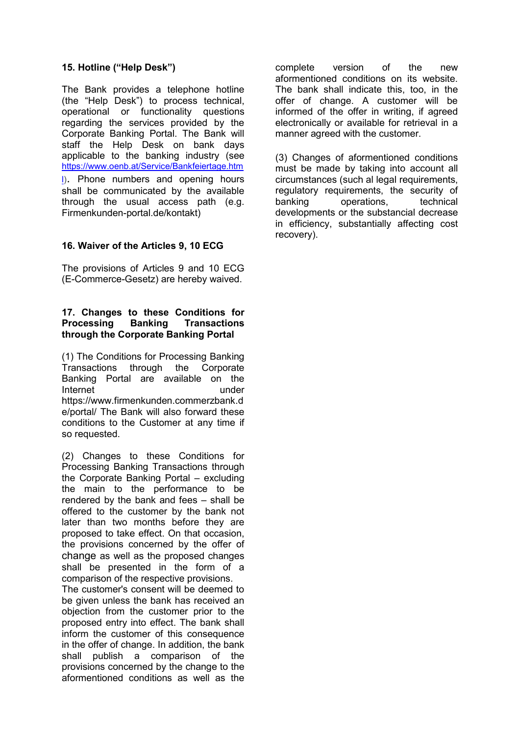## 15. Hotline ("Help Desk")

The Bank provides a telephone hotline (the "Help Desk") to process technical, operational or functionality questions regarding the services provided by the Corporate Banking Portal. The Bank will staff the Help Desk on bank days applicable to the banking industry (see https://www.oenb.at/Service/Bankfeiertage.html). Phone numbers and opening hours shall be communicated by the available through the usual access path (e.g. Firmenkunden-portal.de/kontakt)

## 16. Waiver of the Articles 9, 10 ECG

The provisions of Articles 9 and 10 ECG (E-Commerce-Gesetz) are hereby waived.

## 17. Changes to these Conditions for Processing Banking Transactions through the Corporate Banking Portal

(1) The Conditions for Processing Banking Transactions through the Corporate Banking Portal are available on the Internet under https://www.firmenkunden.commerzbank.de/portal/ The Bank will also forward these conditions to the Customer at any time if so requested.

(2) Changes to these Conditions for Processing Banking Transactions through the Corporate Banking Portal – excluding the main to the performance to be rendered by the bank and fees – shall be offered to the customer by the bank not later than two months before they are proposed to take effect. On that occasion, the provisions concerned by the offer of change as well as the proposed changes shall be presented in the form of a comparison of the respective provisions. The customer's consent will be deemed to be given unless the bank has received an objection from the customer prior to the proposed entry into effect. The bank shall inform the customer of this consequence in the offer of change. In addition, the bank shall publish a comparison of the provisions concerned by the change to the aforementioned conditions as well as the complete version of the new aforementioned conditions on its website. The bank shall indicate this, too, in the offer of change. A customer will be informed of the offer in writing, if agreed electronically or available for retrieval in a manner agreed with the customer.

(3) Changes of aforementioned conditions must be made by taking into account all circumstances (such al legal requirements, regulatory requirements, the security of banking operations, technical developments or the substancial decrease in efficiency, substantially affecting cost recovery).